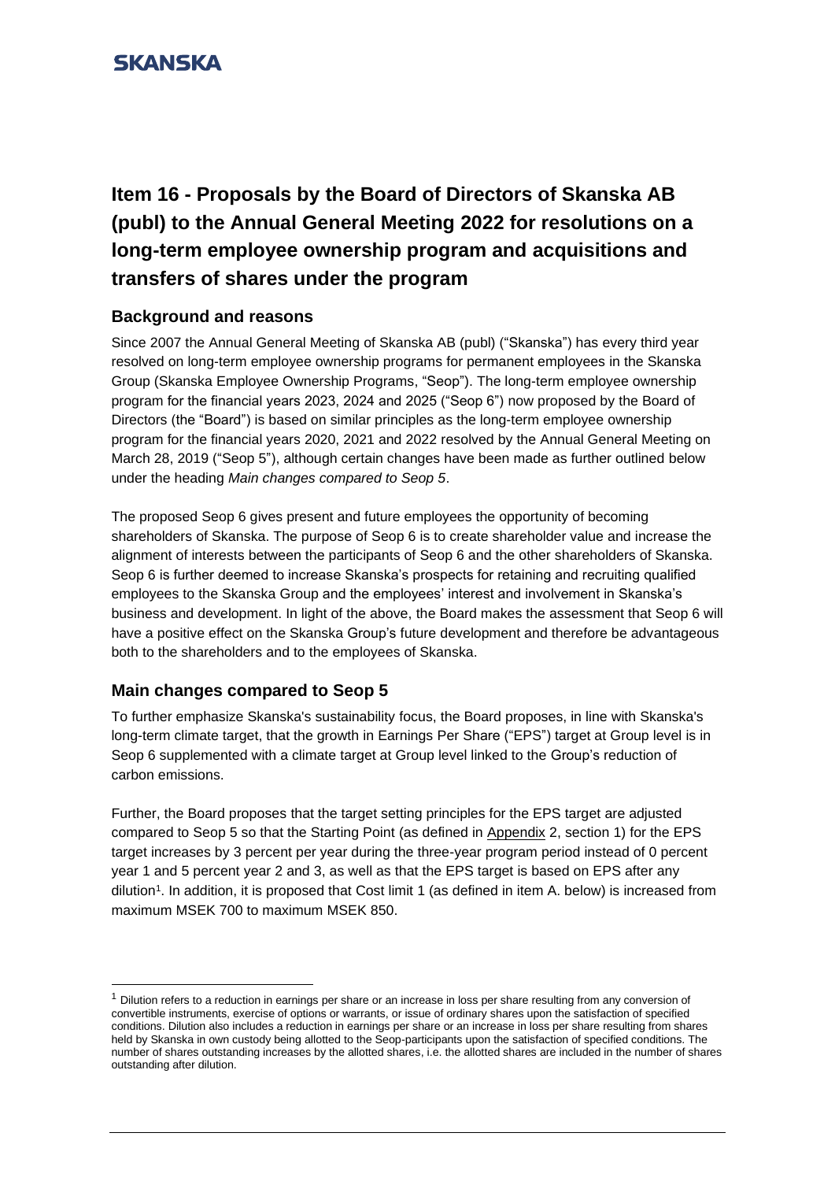SKANSKA

# Item 16 - Proposals by the Board of Directors of Skanska AB (publ) to the Annual General Meeting 2022 for resolutions on a long-term employee ownership program and acquisitions and transfers of shares under the program

## Background and reasons

Since 2007 the Annual General Meeting of Skanska AB (publ) ("Skanska") has every third year resolved on long-term employee ownership programs for permanent employees in the Skanska Group (Skanska Employee Ownership Programs, "Seop"). The long-term employee ownership program for the financial years 2023, 2024 and 2025 ("Seop 6") now proposed by the Board of Directors (the "Board") is based on similar principles as the long-term employee ownership program for the financial years 2020, 2021 and 2022 resolved by the Annual General Meeting on March 28, 2019 ("Seop 5"), although certain changes have been made as further outlined below under the heading *Main changes compared to Seop 5*.

The proposed Seop 6 gives present and future employees the opportunity of becoming shareholders of Skanska. The purpose of Seop 6 is to create shareholder value and increase the alignment of interests between the participants of Seop 6 and the other shareholders of Skanska. Seop 6 is further deemed to increase Skanska's prospects for retaining and recruiting qualified employees to the Skanska Group and the employees' interest and involvement in Skanska's business and development. In light of the above, the Board makes the assessment that Seop 6 will have a positive effect on the Skanska Group's future development and therefore be advantageous both to the shareholders and to the employees of Skanska.

## Main changes compared to Seop 5

To further emphasize Skanska's sustainability focus, the Board proposes, in line with Skanska's long-term climate target, that the growth in Earnings Per Share ("EPS") target at Group level is in Seop 6 supplemented with a climate target at Group level linked to the Group's reduction of carbon emissions.

Further, the Board proposes that the target setting principles for the EPS target are adjusted compared to Seop 5 so that the Starting Point (as defined in Appendix 2, section 1) for the EPS target increases by 3 percent per year during the three-year program period instead of 0 percent year 1 and 5 percent year 2 and 3, as well as that the EPS target is based on EPS after any dilution[1]. In addition, it is proposed that Cost limit 1 (as defined in item A. below) is increased from maximum MSEK 700 to maximum MSEK 850.

[1] Dilution refers to a reduction in earnings per share or an increase in loss per share resulting from any conversion of convertible instruments, exercise of options or warrants, or issue of ordinary shares upon the satisfaction of specified conditions. Dilution also includes a reduction in earnings per share or an increase in loss per share resulting from shares held by Skanska in own custody being allotted to the Seop-participants upon the satisfaction of specified conditions. The number of shares outstanding increases by the allotted shares, i.e. the allotted shares are included in the number of shares outstanding after dilution.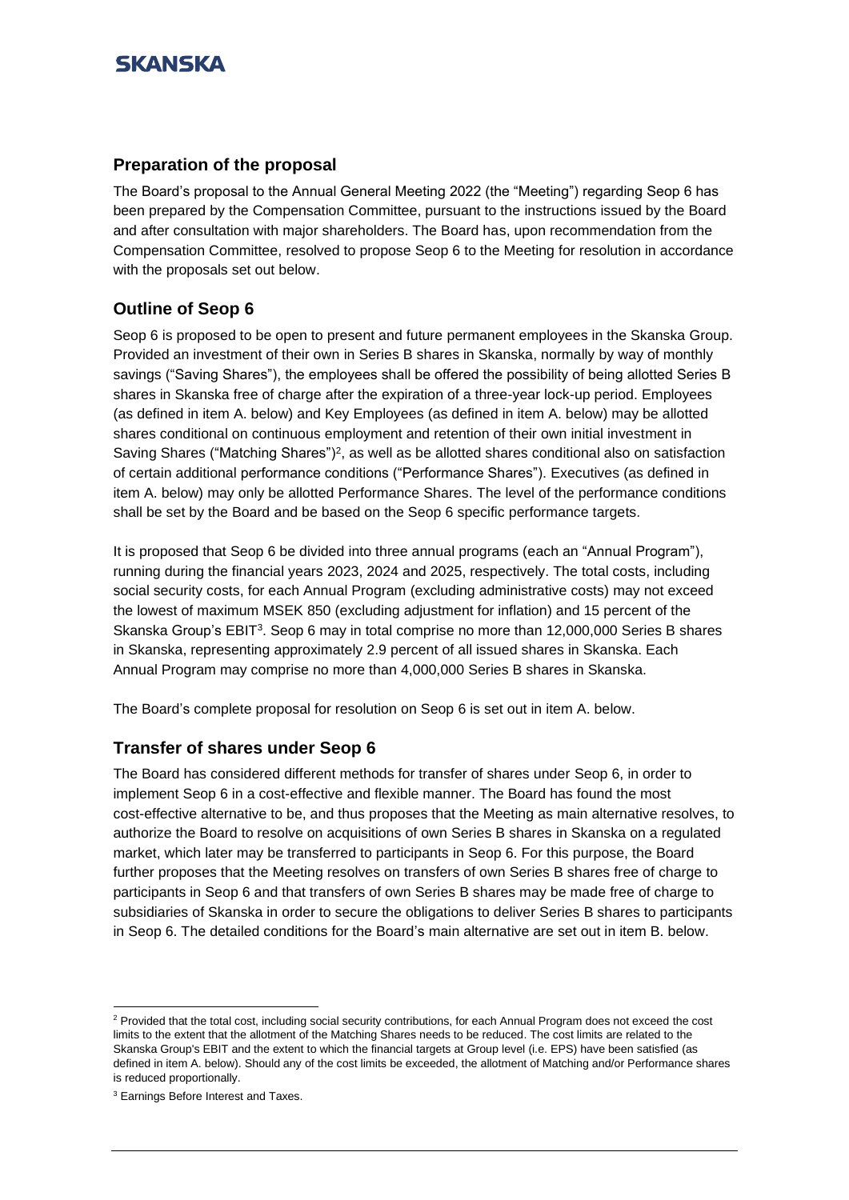## Preparation of the proposal

The Board's proposal to the Annual General Meeting 2022 (the "Meeting") regarding Seop 6 has been prepared by the Compensation Committee, pursuant to the instructions issued by the Board and after consultation with major shareholders. The Board has, upon recommendation from the Compensation Committee, resolved to propose Seop 6 to the Meeting for resolution in accordance with the proposals set out below.

## Outline of Seop 6

Seop 6 is proposed to be open to present and future permanent employees in the Skanska Group. Provided an investment of their own in Series B shares in Skanska, normally by way of monthly savings ("Saving Shares"), the employees shall be offered the possibility of being allotted Series B shares in Skanska free of charge after the expiration of a three-year lock-up period. Employees (as defined in item A. below) and Key Employees (as defined in item A. below) may be allotted shares conditional on continuous employment and retention of their own initial investment in Saving Shares ("Matching Shares")[2], as well as be allotted shares conditional also on satisfaction of certain additional performance conditions ("Performance Shares"). Executives (as defined in item A. below) may only be allotted Performance Shares. The level of the performance conditions shall be set by the Board and be based on the Seop 6 specific performance targets.

It is proposed that Seop 6 be divided into three annual programs (each an "Annual Program"), running during the financial years 2023, 2024 and 2025, respectively. The total costs, including social security costs, for each Annual Program (excluding administrative costs) may not exceed the lowest of maximum MSEK 850 (excluding adjustment for inflation) and 15 percent of the Skanska Group's EBIT[3]. Seop 6 may in total comprise no more than 12,000,000 Series B shares in Skanska, representing approximately 2.9 percent of all issued shares in Skanska. Each Annual Program may comprise no more than 4,000,000 Series B shares in Skanska.

The Board's complete proposal for resolution on Seop 6 is set out in item A. below.

## Transfer of shares under Seop 6

The Board has considered different methods for transfer of shares under Seop 6, in order to implement Seop 6 in a cost-effective and flexible manner. The Board has found the most cost-effective alternative to be, and thus proposes that the Meeting as main alternative resolves, to authorize the Board to resolve on acquisitions of own Series B shares in Skanska on a regulated market, which later may be transferred to participants in Seop 6. For this purpose, the Board further proposes that the Meeting resolves on transfers of own Series B shares free of charge to participants in Seop 6 and that transfers of own Series B shares may be made free of charge to subsidiaries of Skanska in order to secure the obligations to deliver Series B shares to participants in Seop 6. The detailed conditions for the Board's main alternative are set out in item B. below.

---

[2] Provided that the total cost, including social security contributions, for each Annual Program does not exceed the cost limits to the extent that the allotment of the Matching Shares needs to be reduced. The cost limits are related to the Skanska Group's EBIT and the extent to which the financial targets at Group level (i.e. EPS) have been satisfied (as defined in item A. below). Should any of the cost limits be exceeded, the allotment of Matching and/or Performance shares is reduced proportionally.

[3] Earnings Before Interest and Taxes.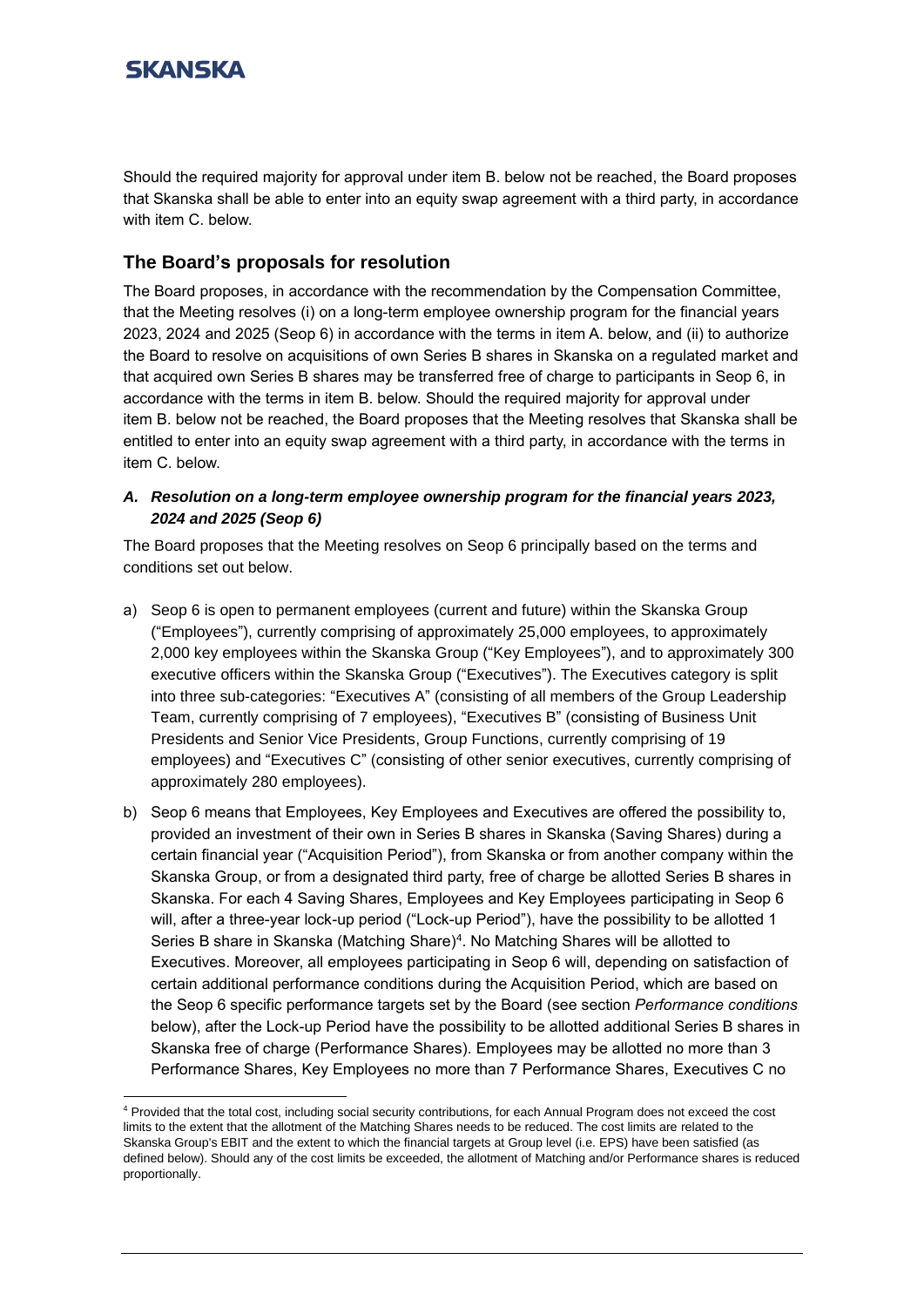Should the required majority for approval under item B. below not be reached, the Board proposes that Skanska shall be able to enter into an equity swap agreement with a third party, in accordance with item C. below.

## The Board's proposals for resolution

The Board proposes, in accordance with the recommendation by the Compensation Committee, that the Meeting resolves (i) on a long-term employee ownership program for the financial years 2023, 2024 and 2025 (Seop 6) in accordance with the terms in item A. below, and (ii) to authorize the Board to resolve on acquisitions of own Series B shares in Skanska on a regulated market and that acquired own Series B shares may be transferred free of charge to participants in Seop 6, in accordance with the terms in item B. below. Should the required majority for approval under item B. below not be reached, the Board proposes that the Meeting resolves that Skanska shall be entitled to enter into an equity swap agreement with a third party, in accordance with the terms in item C. below.

### *A. Resolution on a long-term employee ownership program for the financial years 2023, 2024 and 2025 (Seop 6)*

The Board proposes that the Meeting resolves on Seop 6 principally based on the terms and conditions set out below.

a) Seop 6 is open to permanent employees (current and future) within the Skanska Group ("Employees"), currently comprising of approximately 25,000 employees, to approximately 2,000 key employees within the Skanska Group ("Key Employees"), and to approximately 300 executive officers within the Skanska Group ("Executives"). The Executives category is split into three sub-categories: "Executives A" (consisting of all members of the Group Leadership Team, currently comprising of 7 employees), "Executives B" (consisting of Business Unit Presidents and Senior Vice Presidents, Group Functions, currently comprising of 19 employees) and "Executives C" (consisting of other senior executives, currently comprising of approximately 280 employees).

b) Seop 6 means that Employees, Key Employees and Executives are offered the possibility to, provided an investment of their own in Series B shares in Skanska (Saving Shares) during a certain financial year ("Acquisition Period"), from Skanska or from another company within the Skanska Group, or from a designated third party, free of charge be allotted Series B shares in Skanska. For each 4 Saving Shares, Employees and Key Employees participating in Seop 6 will, after a three-year lock-up period ("Lock-up Period"), have the possibility to be allotted 1 Series B share in Skanska (Matching Share)[4]. No Matching Shares will be allotted to Executives. Moreover, all employees participating in Seop 6 will, depending on satisfaction of certain additional performance conditions during the Acquisition Period, which are based on the Seop 6 specific performance targets set by the Board (see section *Performance conditions* below), after the Lock-up Period have the possibility to be allotted additional Series B shares in Skanska free of charge (Performance Shares). Employees may be allotted no more than 3 Performance Shares, Key Employees no more than 7 Performance Shares, Executives C no

[4] Provided that the total cost, including social security contributions, for each Annual Program does not exceed the cost limits to the extent that the allotment of the Matching Shares needs to be reduced. The cost limits are related to the Skanska Group's EBIT and the extent to which the financial targets at Group level (i.e. EPS) have been satisfied (as defined below). Should any of the cost limits be exceeded, the allotment of Matching and/or Performance shares is reduced proportionally.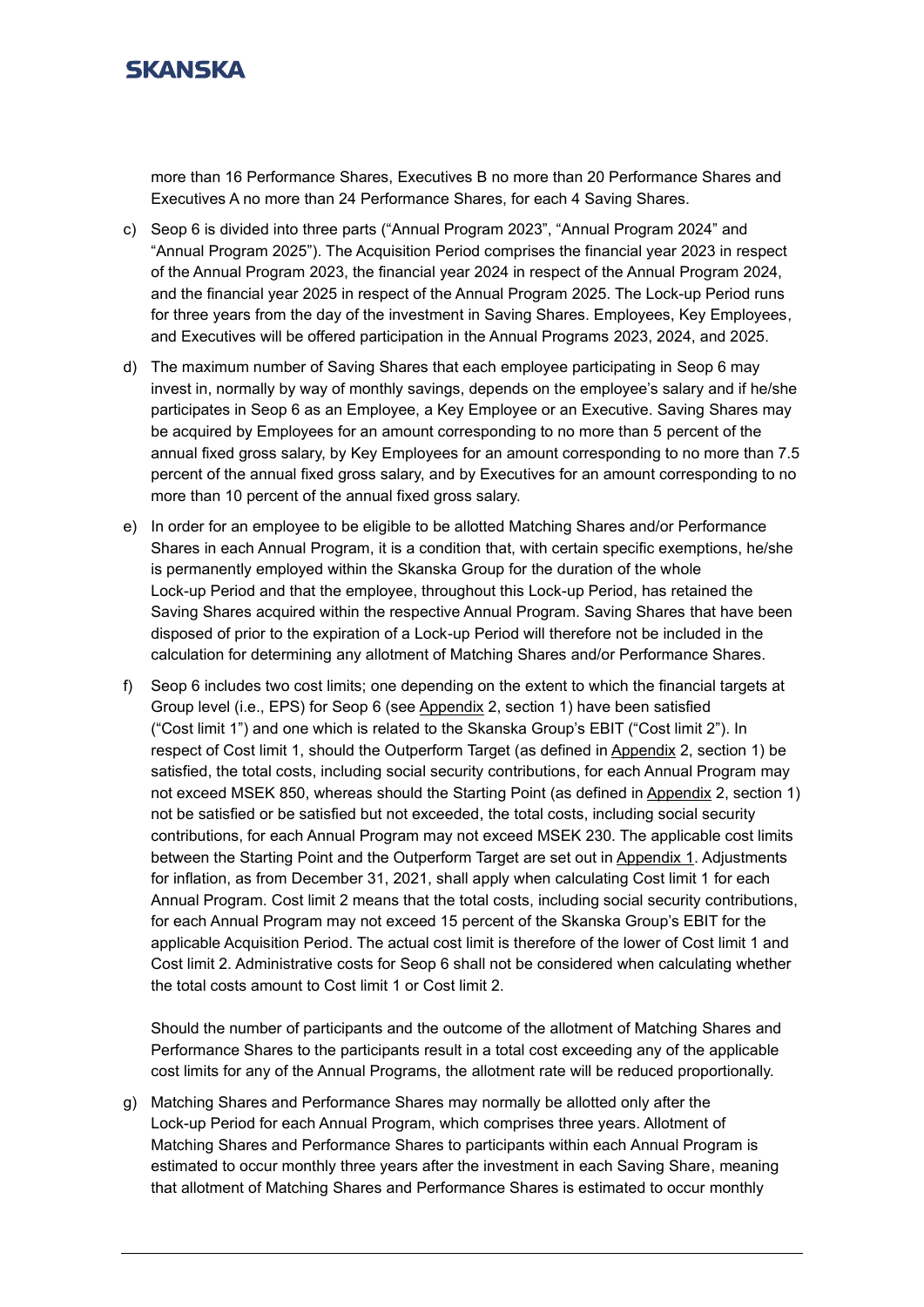more than 16 Performance Shares, Executives B no more than 20 Performance Shares and Executives A no more than 24 Performance Shares, for each 4 Saving Shares.

c) Seop 6 is divided into three parts ("Annual Program 2023", "Annual Program 2024" and "Annual Program 2025"). The Acquisition Period comprises the financial year 2023 in respect of the Annual Program 2023, the financial year 2024 in respect of the Annual Program 2024, and the financial year 2025 in respect of the Annual Program 2025. The Lock-up Period runs for three years from the day of the investment in Saving Shares. Employees, Key Employees, and Executives will be offered participation in the Annual Programs 2023, 2024, and 2025.

d) The maximum number of Saving Shares that each employee participating in Seop 6 may invest in, normally by way of monthly savings, depends on the employee's salary and if he/she participates in Seop 6 as an Employee, a Key Employee or an Executive. Saving Shares may be acquired by Employees for an amount corresponding to no more than 5 percent of the annual fixed gross salary, by Key Employees for an amount corresponding to no more than 7.5 percent of the annual fixed gross salary, and by Executives for an amount corresponding to no more than 10 percent of the annual fixed gross salary.

e) In order for an employee to be eligible to be allotted Matching Shares and/or Performance Shares in each Annual Program, it is a condition that, with certain specific exemptions, he/she is permanently employed within the Skanska Group for the duration of the whole Lock-up Period and that the employee, throughout this Lock-up Period, has retained the Saving Shares acquired within the respective Annual Program. Saving Shares that have been disposed of prior to the expiration of a Lock-up Period will therefore not be included in the calculation for determining any allotment of Matching Shares and/or Performance Shares.

f) Seop 6 includes two cost limits; one depending on the extent to which the financial targets at Group level (i.e., EPS) for Seop 6 (see Appendix 2, section 1) have been satisfied ("Cost limit 1") and one which is related to the Skanska Group's EBIT ("Cost limit 2"). In respect of Cost limit 1, should the Outperform Target (as defined in Appendix 2, section 1) be satisfied, the total costs, including social security contributions, for each Annual Program may not exceed MSEK 850, whereas should the Starting Point (as defined in Appendix 2, section 1) not be satisfied or be satisfied but not exceeded, the total costs, including social security contributions, for each Annual Program may not exceed MSEK 230. The applicable cost limits between the Starting Point and the Outperform Target are set out in Appendix 1. Adjustments for inflation, as from December 31, 2021, shall apply when calculating Cost limit 1 for each Annual Program. Cost limit 2 means that the total costs, including social security contributions, for each Annual Program may not exceed 15 percent of the Skanska Group's EBIT for the applicable Acquisition Period. The actual cost limit is therefore of the lower of Cost limit 1 and Cost limit 2. Administrative costs for Seop 6 shall not be considered when calculating whether the total costs amount to Cost limit 1 or Cost limit 2.

   Should the number of participants and the outcome of the allotment of Matching Shares and Performance Shares to the participants result in a total cost exceeding any of the applicable cost limits for any of the Annual Programs, the allotment rate will be reduced proportionally.

g) Matching Shares and Performance Shares may normally be allotted only after the Lock-up Period for each Annual Program, which comprises three years. Allotment of Matching Shares and Performance Shares to participants within each Annual Program is estimated to occur monthly three years after the investment in each Saving Share, meaning that allotment of Matching Shares and Performance Shares is estimated to occur monthly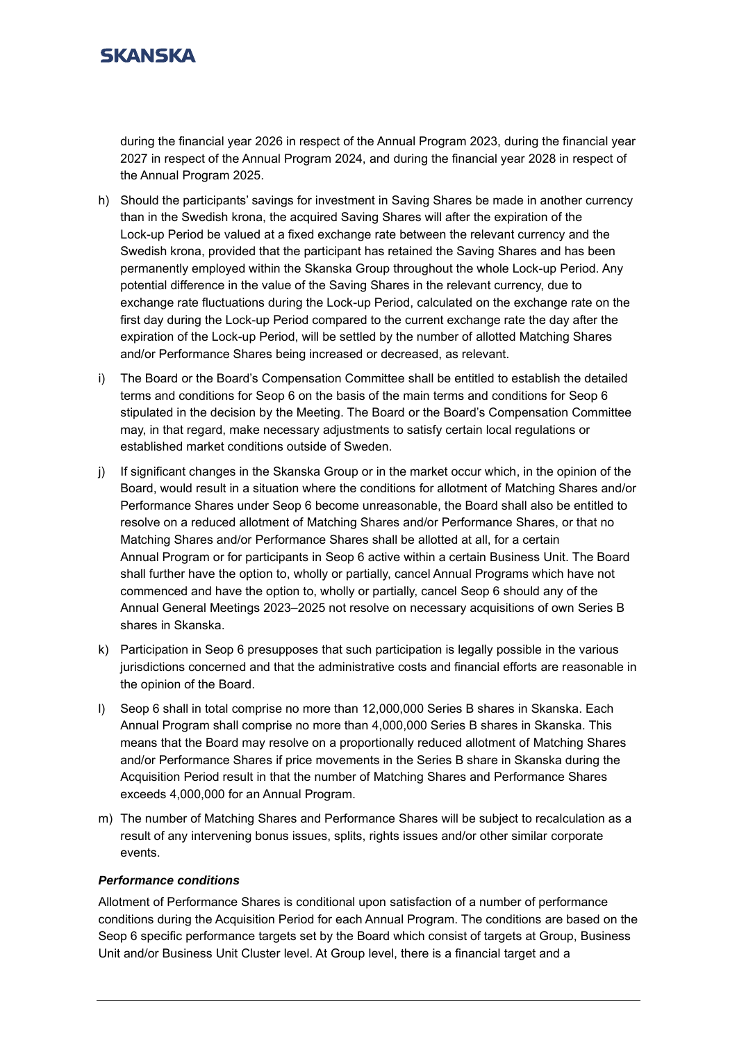during the financial year 2026 in respect of the Annual Program 2023, during the financial year 2027 in respect of the Annual Program 2024, and during the financial year 2028 in respect of the Annual Program 2025.

h) Should the participants' savings for investment in Saving Shares be made in another currency than in the Swedish krona, the acquired Saving Shares will after the expiration of the Lock-up Period be valued at a fixed exchange rate between the relevant currency and the Swedish krona, provided that the participant has retained the Saving Shares and has been permanently employed within the Skanska Group throughout the whole Lock-up Period. Any potential difference in the value of the Saving Shares in the relevant currency, due to exchange rate fluctuations during the Lock-up Period, calculated on the exchange rate on the first day during the Lock-up Period compared to the current exchange rate the day after the expiration of the Lock-up Period, will be settled by the number of allotted Matching Shares and/or Performance Shares being increased or decreased, as relevant.

i) The Board or the Board's Compensation Committee shall be entitled to establish the detailed terms and conditions for Seop 6 on the basis of the main terms and conditions for Seop 6 stipulated in the decision by the Meeting. The Board or the Board's Compensation Committee may, in that regard, make necessary adjustments to satisfy certain local regulations or established market conditions outside of Sweden.

j) If significant changes in the Skanska Group or in the market occur which, in the opinion of the Board, would result in a situation where the conditions for allotment of Matching Shares and/or Performance Shares under Seop 6 become unreasonable, the Board shall also be entitled to resolve on a reduced allotment of Matching Shares and/or Performance Shares, or that no Matching Shares and/or Performance Shares shall be allotted at all, for a certain Annual Program or for participants in Seop 6 active within a certain Business Unit. The Board shall further have the option to, wholly or partially, cancel Annual Programs which have not commenced and have the option to, wholly or partially, cancel Seop 6 should any of the Annual General Meetings 2023–2025 not resolve on necessary acquisitions of own Series B shares in Skanska.

k) Participation in Seop 6 presupposes that such participation is legally possible in the various jurisdictions concerned and that the administrative costs and financial efforts are reasonable in the opinion of the Board.

l) Seop 6 shall in total comprise no more than 12,000,000 Series B shares in Skanska. Each Annual Program shall comprise no more than 4,000,000 Series B shares in Skanska. This means that the Board may resolve on a proportionally reduced allotment of Matching Shares and/or Performance Shares if price movements in the Series B share in Skanska during the Acquisition Period result in that the number of Matching Shares and Performance Shares exceeds 4,000,000 for an Annual Program.

m) The number of Matching Shares and Performance Shares will be subject to recalculation as a result of any intervening bonus issues, splits, rights issues and/or other similar corporate events.

***Performance conditions***

Allotment of Performance Shares is conditional upon satisfaction of a number of performance conditions during the Acquisition Period for each Annual Program. The conditions are based on the Seop 6 specific performance targets set by the Board which consist of targets at Group, Business Unit and/or Business Unit Cluster level. At Group level, there is a financial target and a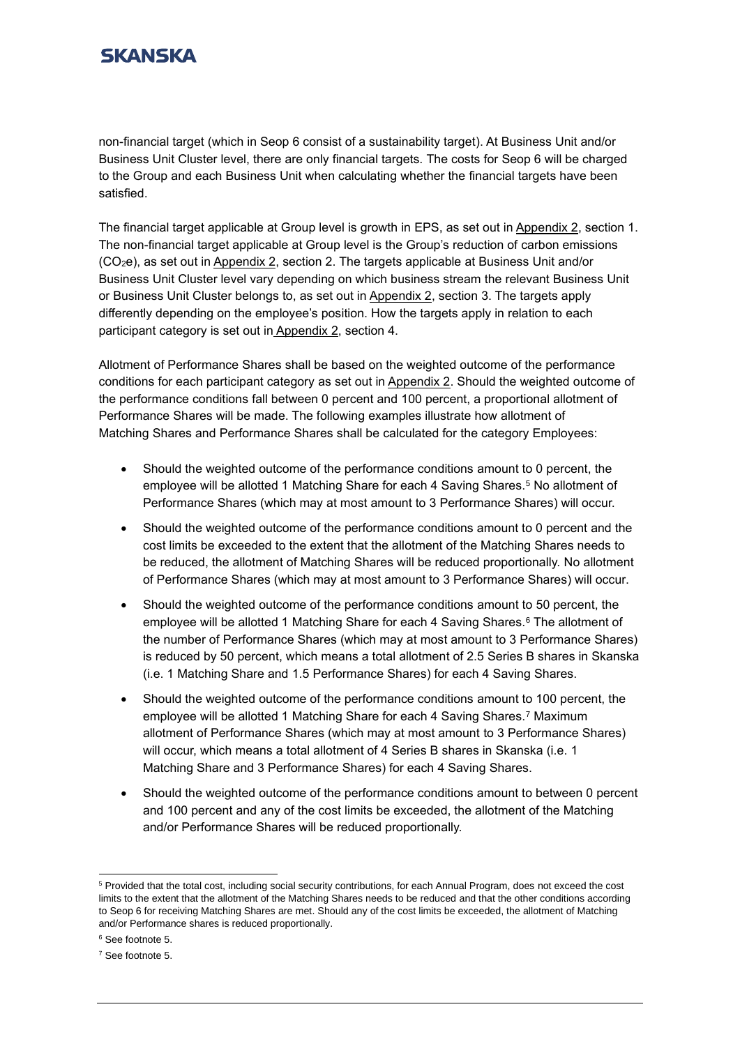non-financial target (which in Seop 6 consist of a sustainability target). At Business Unit and/or Business Unit Cluster level, there are only financial targets. The costs for Seop 6 will be charged to the Group and each Business Unit when calculating whether the financial targets have been satisfied.

The financial target applicable at Group level is growth in EPS, as set out in Appendix 2, section 1. The non-financial target applicable at Group level is the Group's reduction of carbon emissions ($CO_2e$), as set out in Appendix 2, section 2. The targets applicable at Business Unit and/or Business Unit Cluster level vary depending on which business stream the relevant Business Unit or Business Unit Cluster belongs to, as set out in Appendix 2, section 3. The targets apply differently depending on the employee's position. How the targets apply in relation to each participant category is set out in Appendix 2, section 4.

Allotment of Performance Shares shall be based on the weighted outcome of the performance conditions for each participant category as set out in Appendix 2. Should the weighted outcome of the performance conditions fall between 0 percent and 100 percent, a proportional allotment of Performance Shares will be made. The following examples illustrate how allotment of Matching Shares and Performance Shares shall be calculated for the category Employees:

- Should the weighted outcome of the performance conditions amount to 0 percent, the employee will be allotted 1 Matching Share for each 4 Saving Shares.[5] No allotment of Performance Shares (which may at most amount to 3 Performance Shares) will occur.
- Should the weighted outcome of the performance conditions amount to 0 percent and the cost limits be exceeded to the extent that the allotment of the Matching Shares needs to be reduced, the allotment of Matching Shares will be reduced proportionally. No allotment of Performance Shares (which may at most amount to 3 Performance Shares) will occur.
- Should the weighted outcome of the performance conditions amount to 50 percent, the employee will be allotted 1 Matching Share for each 4 Saving Shares.[6] The allotment of the number of Performance Shares (which may at most amount to 3 Performance Shares) is reduced by 50 percent, which means a total allotment of 2.5 Series B shares in Skanska (i.e. 1 Matching Share and 1.5 Performance Shares) for each 4 Saving Shares.
- Should the weighted outcome of the performance conditions amount to 100 percent, the employee will be allotted 1 Matching Share for each 4 Saving Shares.[7] Maximum allotment of Performance Shares (which may at most amount to 3 Performance Shares) will occur, which means a total allotment of 4 Series B shares in Skanska (i.e. 1 Matching Share and 3 Performance Shares) for each 4 Saving Shares.
- Should the weighted outcome of the performance conditions amount to between 0 percent and 100 percent and any of the cost limits be exceeded, the allotment of the Matching and/or Performance Shares will be reduced proportionally.

---

[5] Provided that the total cost, including social security contributions, for each Annual Program, does not exceed the cost limits to the extent that the allotment of the Matching Shares needs to be reduced and that the other conditions according to Seop 6 for receiving Matching Shares are met. Should any of the cost limits be exceeded, the allotment of Matching and/or Performance shares is reduced proportionally.

[6] See footnote 5.

[7] See footnote 5.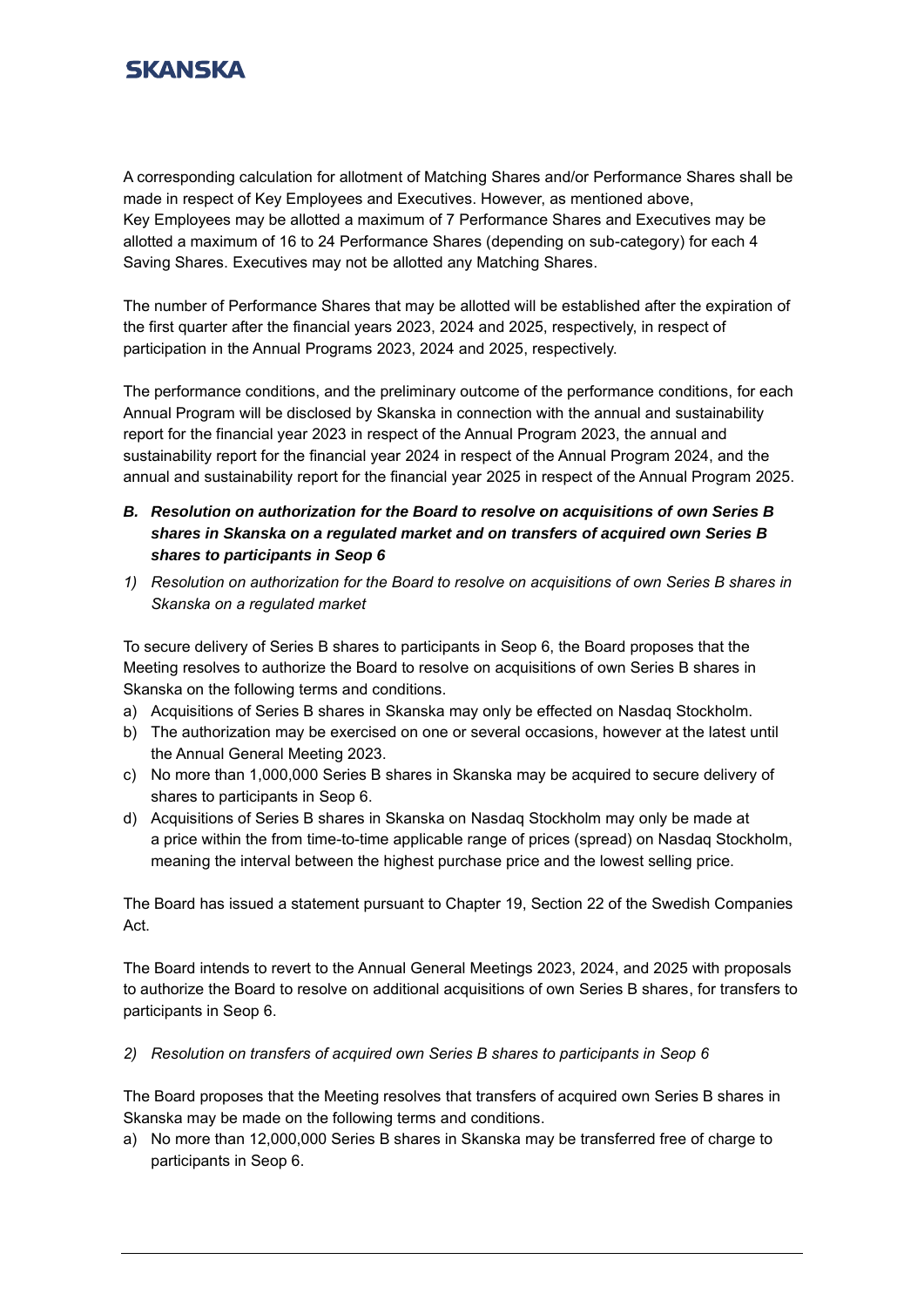A corresponding calculation for allotment of Matching Shares and/or Performance Shares shall be made in respect of Key Employees and Executives. However, as mentioned above, Key Employees may be allotted a maximum of 7 Performance Shares and Executives may be allotted a maximum of 16 to 24 Performance Shares (depending on sub-category) for each 4 Saving Shares. Executives may not be allotted any Matching Shares.

The number of Performance Shares that may be allotted will be established after the expiration of the first quarter after the financial years 2023, 2024 and 2025, respectively, in respect of participation in the Annual Programs 2023, 2024 and 2025, respectively.

The performance conditions, and the preliminary outcome of the performance conditions, for each Annual Program will be disclosed by Skanska in connection with the annual and sustainability report for the financial year 2023 in respect of the Annual Program 2023, the annual and sustainability report for the financial year 2024 in respect of the Annual Program 2024, and the annual and sustainability report for the financial year 2025 in respect of the Annual Program 2025.

### *B. Resolution on authorization for the Board to resolve on acquisitions of own Series B shares in Skanska on a regulated market and on transfers of acquired own Series B shares to participants in Seop 6*

*1) Resolution on authorization for the Board to resolve on acquisitions of own Series B shares in Skanska on a regulated market*

To secure delivery of Series B shares to participants in Seop 6, the Board proposes that the Meeting resolves to authorize the Board to resolve on acquisitions of own Series B shares in Skanska on the following terms and conditions.

a) Acquisitions of Series B shares in Skanska may only be effected on Nasdaq Stockholm.
b) The authorization may be exercised on one or several occasions, however at the latest until the Annual General Meeting 2023.
c) No more than 1,000,000 Series B shares in Skanska may be acquired to secure delivery of shares to participants in Seop 6.
d) Acquisitions of Series B shares in Skanska on Nasdaq Stockholm may only be made at a price within the from time-to-time applicable range of prices (spread) on Nasdaq Stockholm, meaning the interval between the highest purchase price and the lowest selling price.

The Board has issued a statement pursuant to Chapter 19, Section 22 of the Swedish Companies Act.

The Board intends to revert to the Annual General Meetings 2023, 2024, and 2025 with proposals to authorize the Board to resolve on additional acquisitions of own Series B shares, for transfers to participants in Seop 6.

*2) Resolution on transfers of acquired own Series B shares to participants in Seop 6*

The Board proposes that the Meeting resolves that transfers of acquired own Series B shares in Skanska may be made on the following terms and conditions.

a) No more than 12,000,000 Series B shares in Skanska may be transferred free of charge to participants in Seop 6.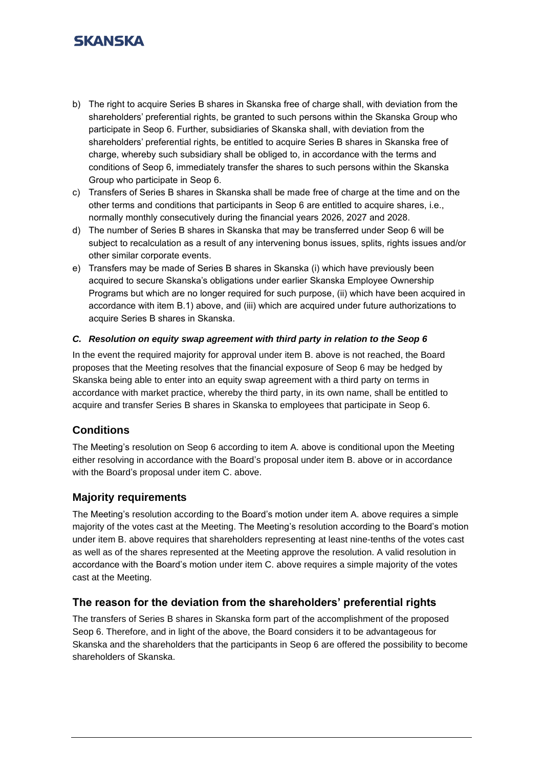b) The right to acquire Series B shares in Skanska free of charge shall, with deviation from the shareholders' preferential rights, be granted to such persons within the Skanska Group who participate in Seop 6. Further, subsidiaries of Skanska shall, with deviation from the shareholders' preferential rights, be entitled to acquire Series B shares in Skanska free of charge, whereby such subsidiary shall be obliged to, in accordance with the terms and conditions of Seop 6, immediately transfer the shares to such persons within the Skanska Group who participate in Seop 6.

c) Transfers of Series B shares in Skanska shall be made free of charge at the time and on the other terms and conditions that participants in Seop 6 are entitled to acquire shares, i.e., normally monthly consecutively during the financial years 2026, 2027 and 2028.

d) The number of Series B shares in Skanska that may be transferred under Seop 6 will be subject to recalculation as a result of any intervening bonus issues, splits, rights issues and/or other similar corporate events.

e) Transfers may be made of Series B shares in Skanska (i) which have previously been acquired to secure Skanska's obligations under earlier Skanska Employee Ownership Programs but which are no longer required for such purpose, (ii) which have been acquired in accordance with item B.1) above, and (iii) which are acquired under future authorizations to acquire Series B shares in Skanska.

***C. Resolution on equity swap agreement with third party in relation to the Seop 6***

In the event the required majority for approval under item B. above is not reached, the Board proposes that the Meeting resolves that the financial exposure of Seop 6 may be hedged by Skanska being able to enter into an equity swap agreement with a third party on terms in accordance with market practice, whereby the third party, in its own name, shall be entitled to acquire and transfer Series B shares in Skanska to employees that participate in Seop 6.

## Conditions

The Meeting's resolution on Seop 6 according to item A. above is conditional upon the Meeting either resolving in accordance with the Board's proposal under item B. above or in accordance with the Board's proposal under item C. above.

## Majority requirements

The Meeting's resolution according to the Board's motion under item A. above requires a simple majority of the votes cast at the Meeting. The Meeting's resolution according to the Board's motion under item B. above requires that shareholders representing at least nine-tenths of the votes cast as well as of the shares represented at the Meeting approve the resolution. A valid resolution in accordance with the Board's motion under item C. above requires a simple majority of the votes cast at the Meeting.

## The reason for the deviation from the shareholders' preferential rights

The transfers of Series B shares in Skanska form part of the accomplishment of the proposed Seop 6. Therefore, and in light of the above, the Board considers it to be advantageous for Skanska and the shareholders that the participants in Seop 6 are offered the possibility to become shareholders of Skanska.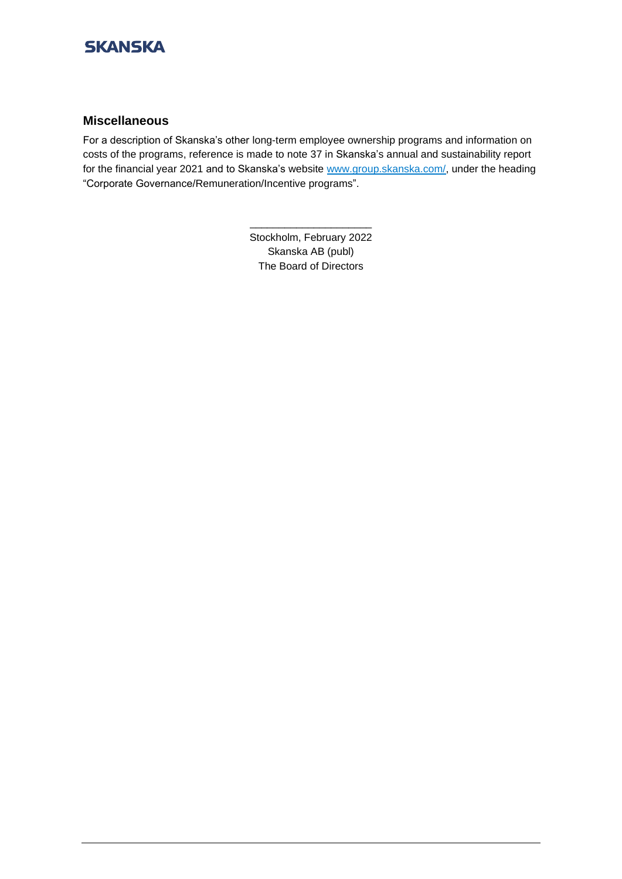## Miscellaneous

For a description of Skanska's other long-term employee ownership programs and information on costs of the programs, reference is made to note 37 in Skanska's annual and sustainability report for the financial year 2021 and to Skanska's website [www.group.skanska.com/](www.group.skanska.com/), under the heading "Corporate Governance/Remuneration/Incentive programs".

---

Stockholm, February 2022
Skanska AB (publ)
The Board of Directors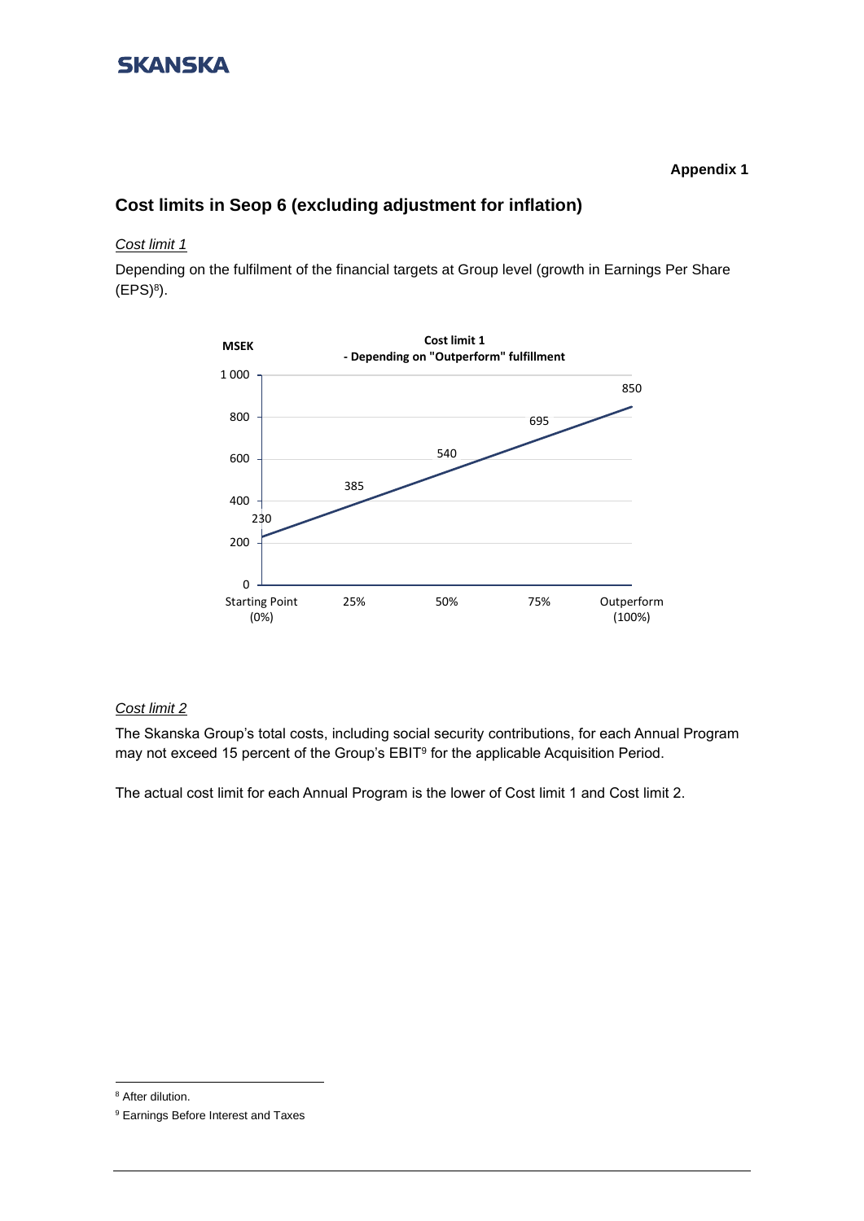**Appendix 1**

## Cost limits in Seop 6 (excluding adjustment for inflation)

*Cost limit 1*

Depending on the fulfilment of the financial targets at Group level (growth in Earnings Per Share (EPS)[8]).

**Cost limit 1 - Depending on "Outperform" fulfillment**

| | Starting Point (0%) | 25% | 50% | 75% | Outperform (100%) |
|---|---|---|---|---|---|
| MSEK | 230 | 385 | 540 | 695 | 850 |

*Cost limit 2*

The Skanska Group's total costs, including social security contributions, for each Annual Program may not exceed 15 percent of the Group's EBIT[9] for the applicable Acquisition Period.

The actual cost limit for each Annual Program is the lower of Cost limit 1 and Cost limit 2.

---

[8] After dilution.

[9] Earnings Before Interest and Taxes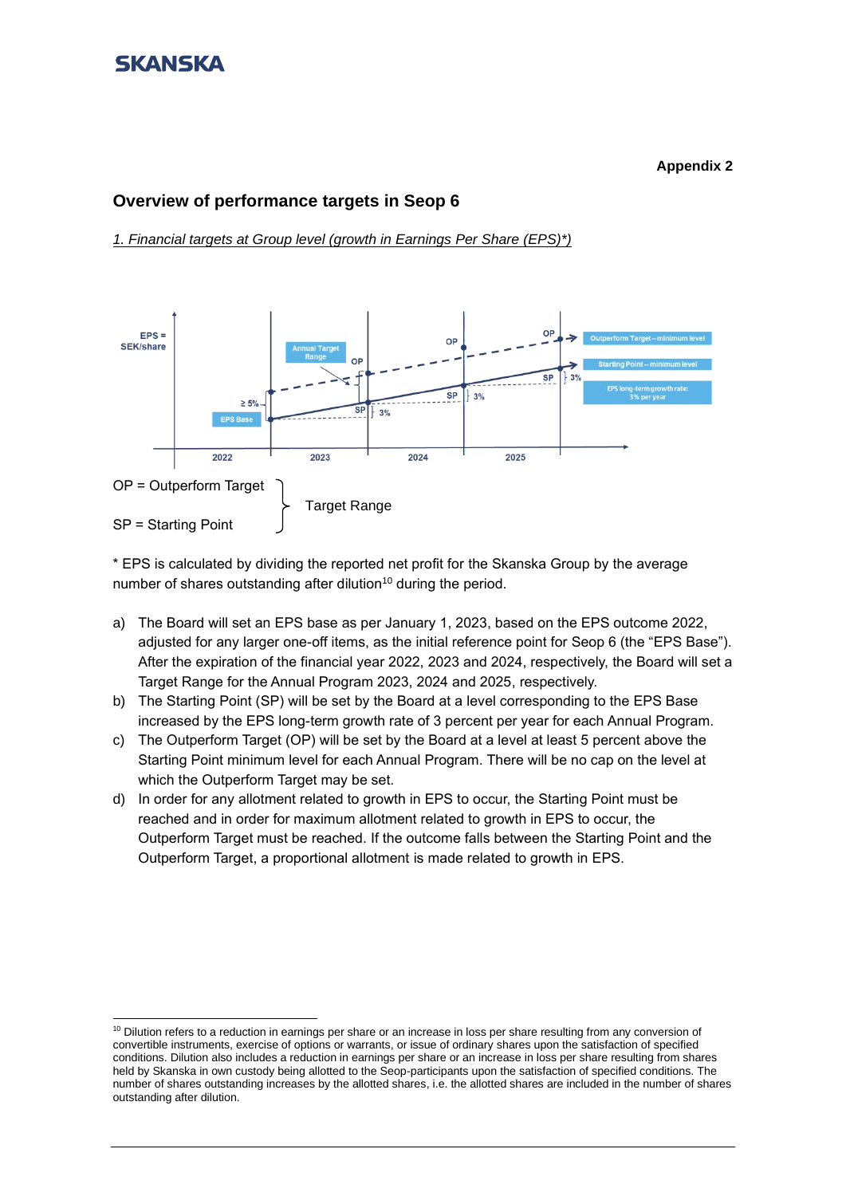**Appendix 2**

## Overview of performance targets in Seop 6

*1. Financial targets at Group level (growth in Earnings Per Share (EPS)*)*

OP = Outperform Target
SP = Starting Point
} Target Range

* EPS is calculated by dividing the reported net profit for the Skanska Group by the average number of shares outstanding after dilution[10] during the period.

a) The Board will set an EPS base as per January 1, 2023, based on the EPS outcome 2022, adjusted for any larger one-off items, as the initial reference point for Seop 6 (the "EPS Base"). After the expiration of the financial year 2022, 2023 and 2024, respectively, the Board will set a Target Range for the Annual Program 2023, 2024 and 2025, respectively.

b) The Starting Point (SP) will be set by the Board at a level corresponding to the EPS Base increased by the EPS long-term growth rate of 3 percent per year for each Annual Program.

c) The Outperform Target (OP) will be set by the Board at a level at least 5 percent above the Starting Point minimum level for each Annual Program. There will be no cap on the level at which the Outperform Target may be set.

d) In order for any allotment related to growth in EPS to occur, the Starting Point must be reached and in order for maximum allotment related to growth in EPS to occur, the Outperform Target must be reached. If the outcome falls between the Starting Point and the Outperform Target, a proportional allotment is made related to growth in EPS.

[10] Dilution refers to a reduction in earnings per share or an increase in loss per share resulting from any conversion of convertible instruments, exercise of options or warrants, or issue of ordinary shares upon the satisfaction of specified conditions. Dilution also includes a reduction in earnings per share or an increase in loss per share resulting from shares held by Skanska in own custody being allotted to the Seop-participants upon the satisfaction of specified conditions. The number of shares outstanding increases by the allotted shares, i.e. the allotted shares are included in the number of shares outstanding after dilution.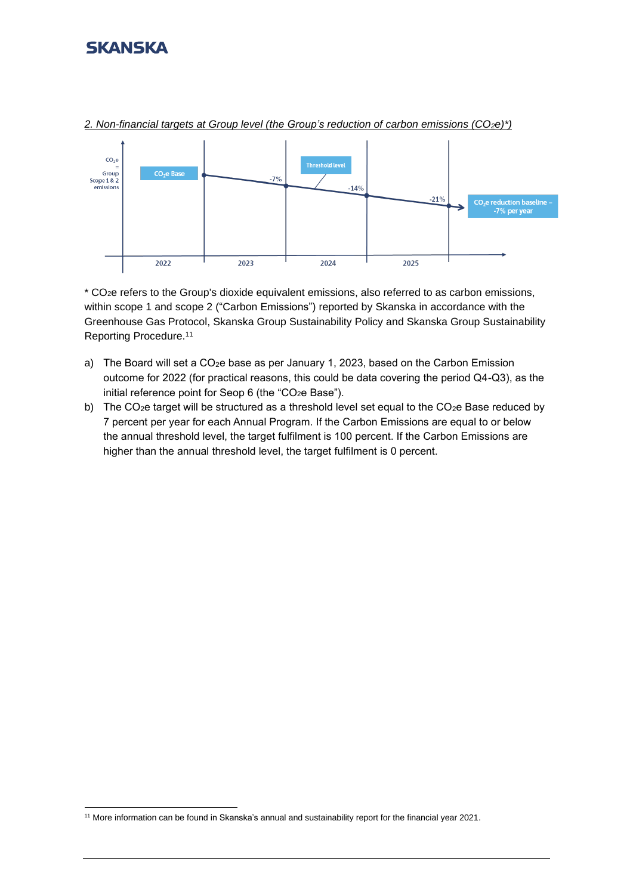*2. Non-financial targets at Group level (the Group's reduction of carbon emissions ($CO_2e$)\*)*

CO₂e = Group Scope 1 & 2 emissions

CO₂e Base

Threshold level

-7%

-14%

-21%

$CO_2e$ reduction baseline – -7% per year

2022 2023 2024 2025

\* CO2e refers to the Group's dioxide equivalent emissions, also referred to as carbon emissions, within scope 1 and scope 2 ("Carbon Emissions") reported by Skanska in accordance with the Greenhouse Gas Protocol, Skanska Group Sustainability Policy and Skanska Group Sustainability Reporting Procedure.[11]

a) The Board will set a $CO_2e$ base as per January 1, 2023, based on the Carbon Emission outcome for 2022 (for practical reasons, this could be data covering the period Q4-Q3), as the initial reference point for Seop 6 (the "$CO_2e$ Base").

b) The $CO_2e$ target will be structured as a threshold level set equal to the $CO_2e$ Base reduced by 7 percent per year for each Annual Program. If the Carbon Emissions are equal to or below the annual threshold level, the target fulfilment is 100 percent. If the Carbon Emissions are higher than the annual threshold level, the target fulfilment is 0 percent.

[11] More information can be found in Skanska's annual and sustainability report for the financial year 2021.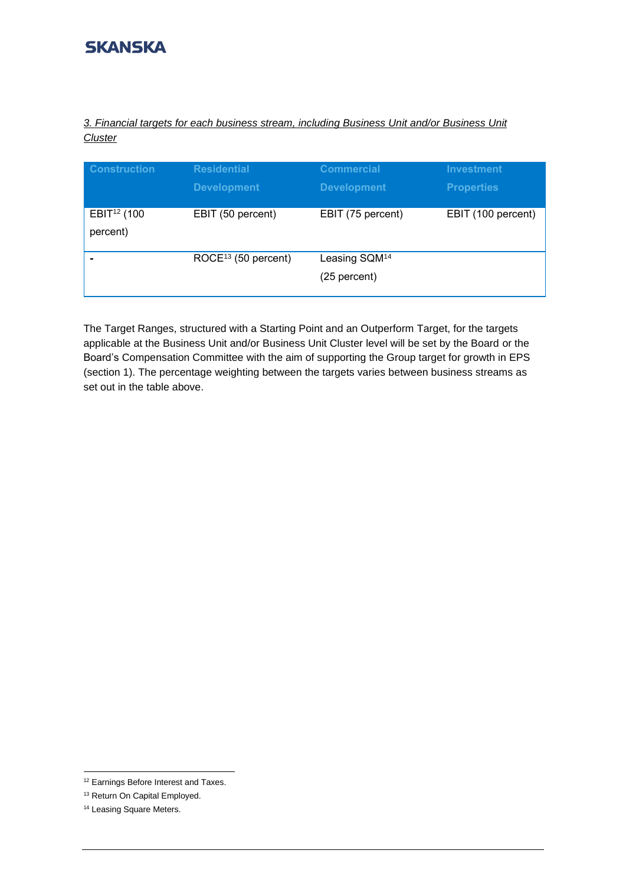*3. Financial targets for each business stream, including Business Unit and/or Business Unit Cluster*

| Construction | Residential Development | Commercial Development | Investment Properties |
|---|---|---|---|
| EBIT[12] (100 percent) | EBIT (50 percent) | EBIT (75 percent) | EBIT (100 percent) |
| - | ROCE[13] (50 percent) | Leasing SQM[14] (25 percent) | |

The Target Ranges, structured with a Starting Point and an Outperform Target, for the targets applicable at the Business Unit and/or Business Unit Cluster level will be set by the Board or the Board's Compensation Committee with the aim of supporting the Group target for growth in EPS (section 1). The percentage weighting between the targets varies between business streams as set out in the table above.

[12] Earnings Before Interest and Taxes.

[13] Return On Capital Employed.

[14] Leasing Square Meters.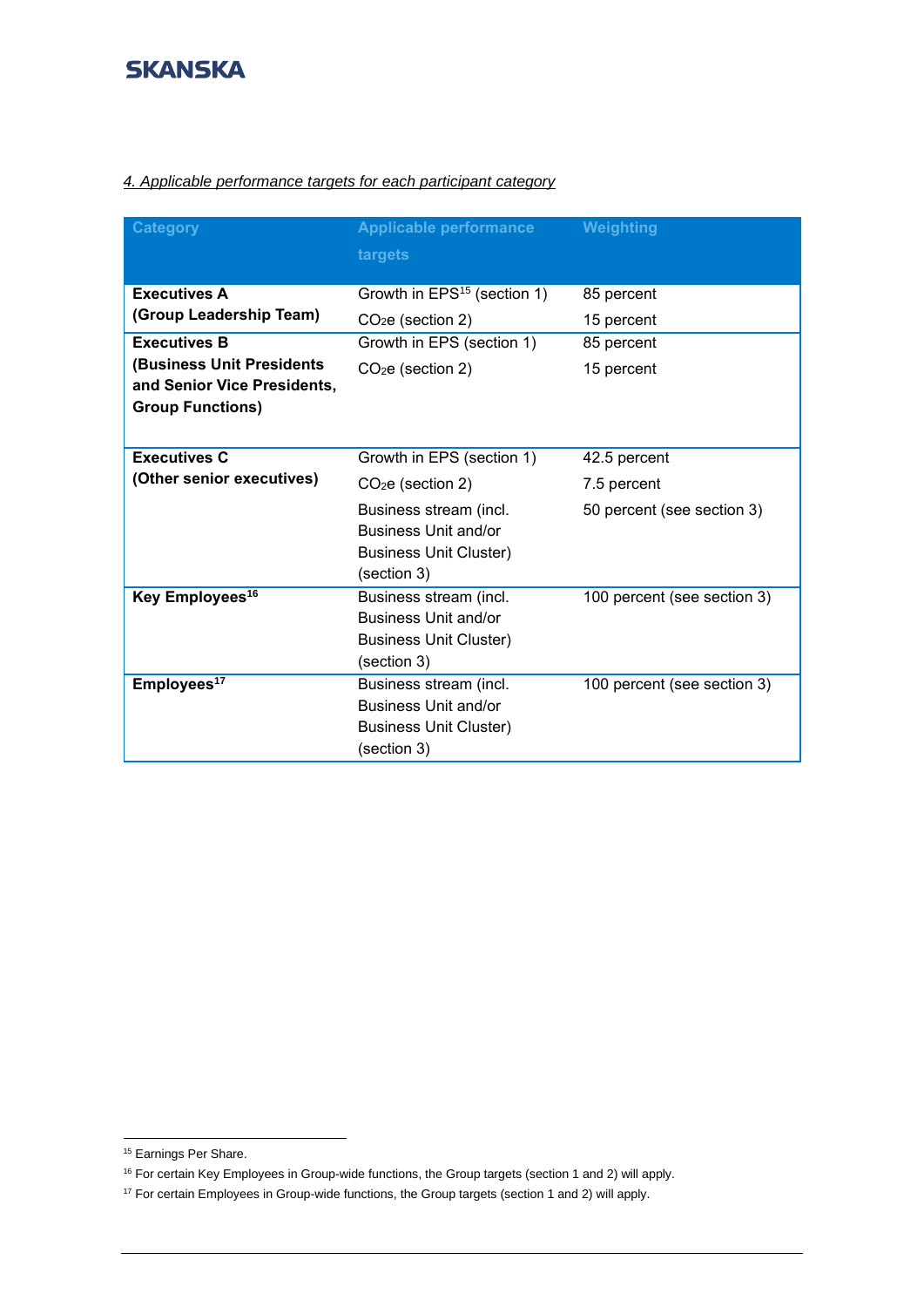*4. Applicable performance targets for each participant category*

| Category | Applicable performance targets | Weighting |
|---|---|---|
| **Executives A (Group Leadership Team)** | Growth in EPS[15] (section 1)<br>$CO_2e$ (section 2) | 85 percent<br>15 percent |
| **Executives B (Business Unit Presidents and Senior Vice Presidents, Group Functions)** | Growth in EPS (section 1)<br>$CO_2e$ (section 2) | 85 percent<br>15 percent |
| **Executives C (Other senior executives)** | Growth in EPS (section 1)<br>$CO_2e$ (section 2)<br>Business stream (incl. Business Unit and/or Business Unit Cluster) (section 3) | 42.5 percent<br>7.5 percent<br>50 percent (see section 3) |
| **Key Employees[16]** | Business stream (incl. Business Unit and/or Business Unit Cluster) (section 3) | 100 percent (see section 3) |
| **Employees[17]** | Business stream (incl. Business Unit and/or Business Unit Cluster) (section 3) | 100 percent (see section 3) |

[15] Earnings Per Share.

[16] For certain Key Employees in Group-wide functions, the Group targets (section 1 and 2) will apply.

[17] For certain Employees in Group-wide functions, the Group targets (section 1 and 2) will apply.